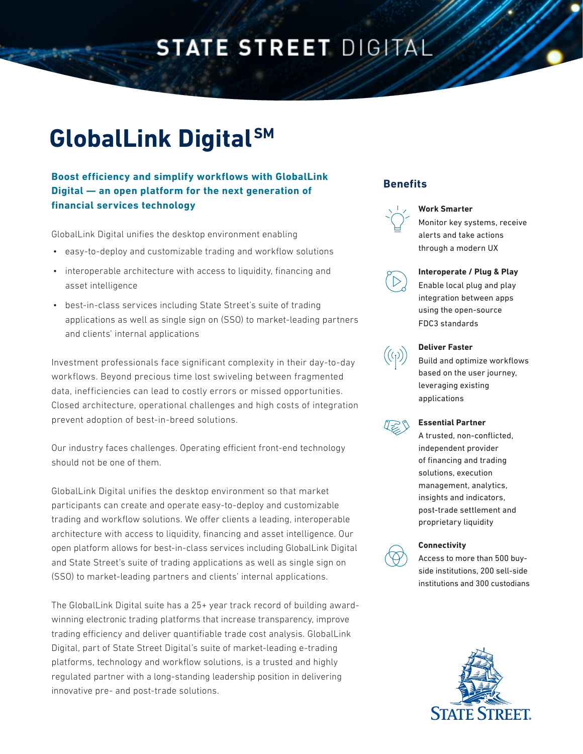STATE STREET DIGITAL

# GlobalLink Digital℠

**Boost efficiency and simplify workflows with GlobalLink Digital — an open platform for the next generation of financial services technology**

GlobalLink Digital unifies the desktop environment enabling

- easy-to-deploy and customizable trading and workflow solutions
- interoperable architecture with access to liquidity, financing and asset intelligence
- best-in-class services including State Street's suite of trading applications as well as single sign on (SSO) to market-leading partners and clients' internal applications

Investment professionals face significant complexity in their day-to-day workflows. Beyond precious time lost swiveling between fragmented data, inefficiencies can lead to costly errors or missed opportunities. Closed architecture, operational challenges and high costs of integration prevent adoption of best-in-breed solutions.

Our industry faces challenges. Operating efficient front-end technology should not be one of them.

GlobalLink Digital unifies the desktop environment so that market participants can create and operate easy-to-deploy and customizable trading and workflow solutions. We offer clients a leading, interoperable architecture with access to liquidity, financing and asset intelligence. Our open platform allows for best-in-class services including GlobalLink Digital and State Street's suite of trading applications as well as single sign on (SSO) to market-leading partners and clients' internal applications.

The GlobalLink Digital suite has a 25+ year track record of building award-winning electronic trading platforms that increase transparency, improve trading efficiency and deliver quantifiable trade cost analysis. GlobalLink Digital, part of State Street Digital's suite of market-leading e-trading platforms, technology and workflow solutions, is a trusted and highly regulated partner with a long-standing leadership position in delivering innovative pre- and post-trade solutions.

## Benefits

**Work Smarter**
Monitor key systems, receive alerts and take actions through a modern UX

**Interoperate / Plug & Play**
Enable local plug and play integration between apps using the open-source FDC3 standards

**Deliver Faster**
Build and optimize workflows based on the user journey, leveraging existing applications

**Essential Partner**
A trusted, non-conflicted, independent provider of financing and trading solutions, execution management, analytics, insights and indicators, post-trade settlement and proprietary liquidity

**Connectivity**
Access to more than 500 buy-side institutions, 200 sell-side institutions and 300 custodians

STATE STREET.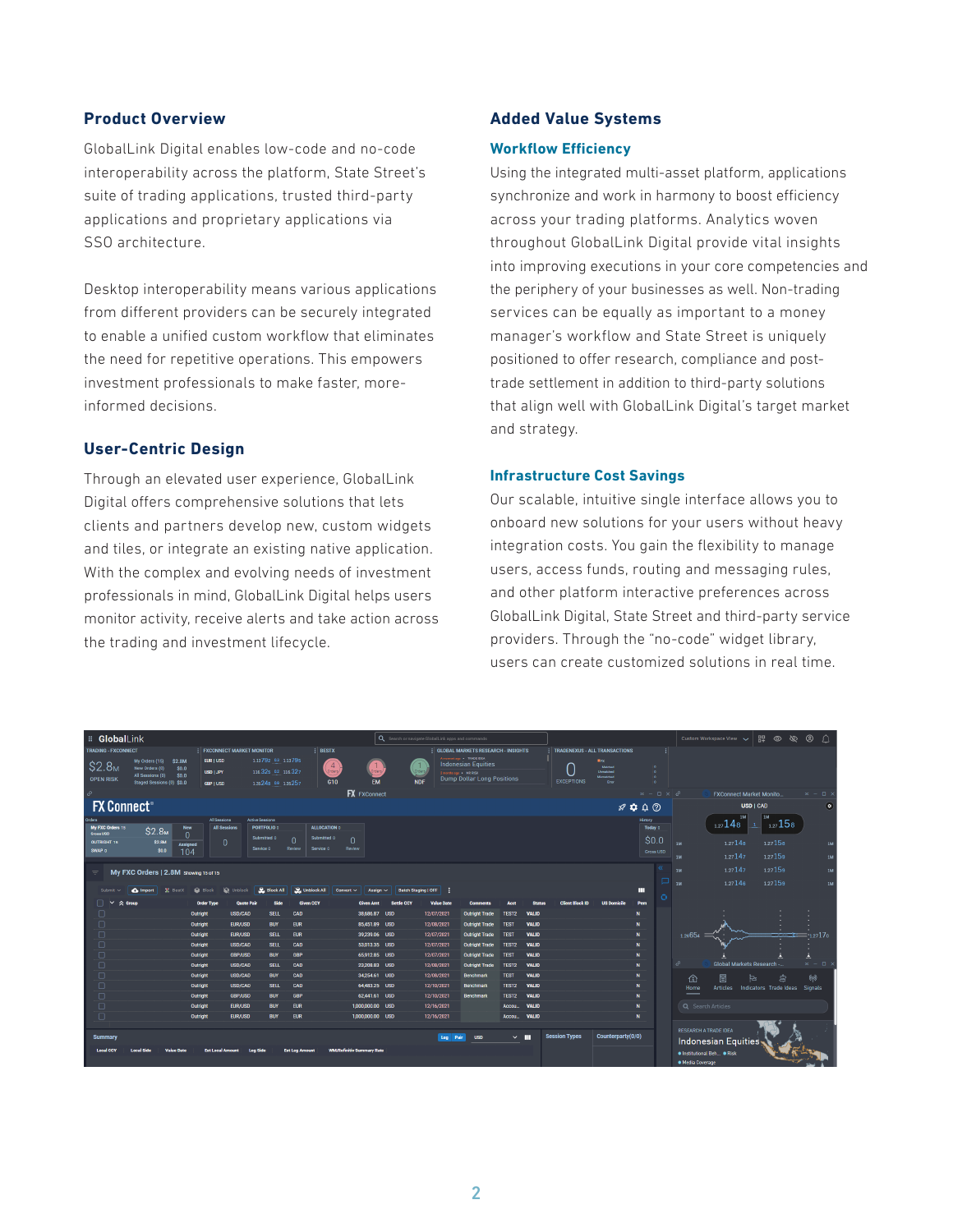## Product Overview

GlobalLink Digital enables low-code and no-code interoperability across the platform, State Street's suite of trading applications, trusted third-party applications and proprietary applications via SSO architecture.

Desktop interoperability means various applications from different providers can be securely integrated to enable a unified custom workflow that eliminates the need for repetitive operations. This empowers investment professionals to make faster, more-informed decisions.

## User-Centric Design

Through an elevated user experience, GlobalLink Digital offers comprehensive solutions that lets clients and partners develop new, custom widgets and tiles, or integrate an existing native application. With the complex and evolving needs of investment professionals in mind, GlobalLink Digital helps users monitor activity, receive alerts and take action across the trading and investment lifecycle.

## Added Value Systems

### Workflow Efficiency

Using the integrated multi-asset platform, applications synchronize and work in harmony to boost efficiency across your trading platforms. Analytics woven throughout GlobalLink Digital provide vital insights into improving executions in your core competencies and the periphery of your businesses as well. Non-trading services can be equally as important to a money manager's workflow and State Street is uniquely positioned to offer research, compliance and post-trade settlement in addition to third-party solutions that align well with GlobalLink Digital's target market and strategy.

### Infrastructure Cost Savings

Our scalable, intuitive single interface allows you to onboard new solutions for your users without heavy integration costs. You gain the flexibility to manage users, access funds, routing and messaging rules, and other platform interactive preferences across GlobalLink Digital, State Street and third-party service providers. Through the "no-code" widget library, users can create customized solutions in real time.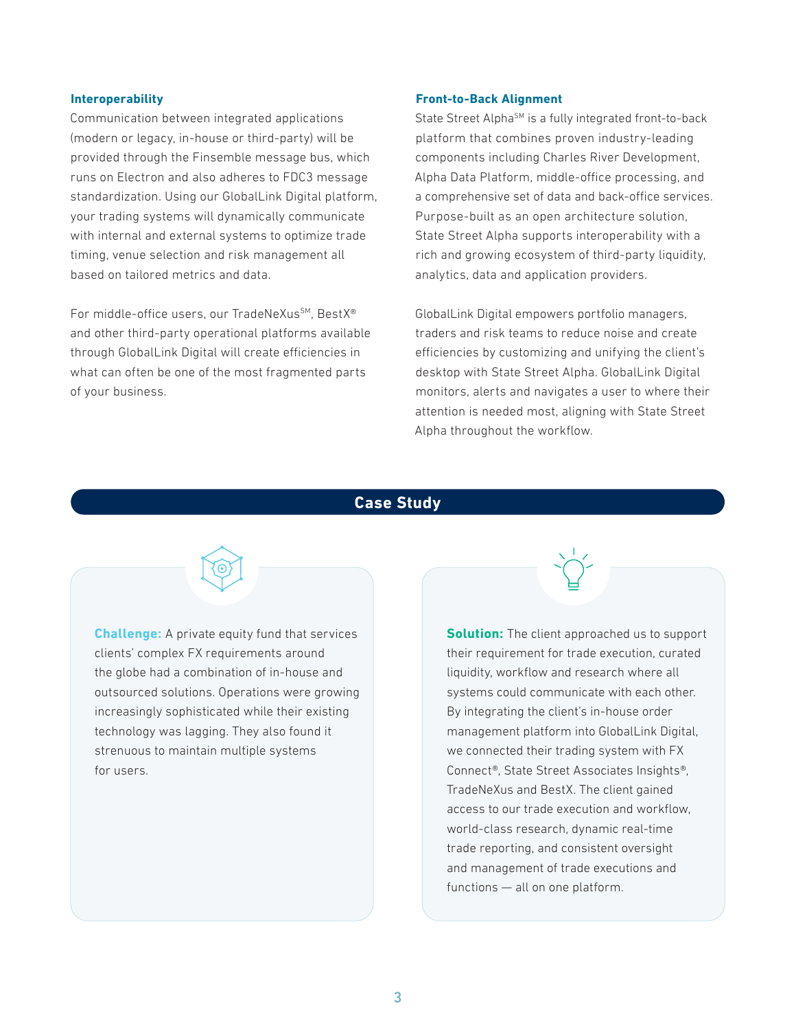### Interoperability

Communication between integrated applications (modern or legacy, in-house or third-party) will be provided through the Finsemble message bus, which runs on Electron and also adheres to FDC3 message standardization. Using our GlobalLink Digital platform, your trading systems will dynamically communicate with internal and external systems to optimize trade timing, venue selection and risk management all based on tailored metrics and data.

For middle-office users, our TradeNeXus℠, BestX® and other third-party operational platforms available through GlobalLink Digital will create efficiencies in what can often be one of the most fragmented parts of your business.

### Front-to-Back Alignment

State Street Alpha℠ is a fully integrated front-to-back platform that combines proven industry-leading components including Charles River Development, Alpha Data Platform, middle-office processing, and a comprehensive set of data and back-office services. Purpose-built as an open architecture solution, State Street Alpha supports interoperability with a rich and growing ecosystem of third-party liquidity, analytics, data and application providers.

GlobalLink Digital empowers portfolio managers, traders and risk teams to reduce noise and create efficiencies by customizing and unifying the client's desktop with State Street Alpha. GlobalLink Digital monitors, alerts and navigates a user to where their attention is needed most, aligning with State Street Alpha throughout the workflow.

## Case Study

**Challenge:** A private equity fund that services clients' complex FX requirements around the globe had a combination of in-house and outsourced solutions. Operations were growing increasingly sophisticated while their existing technology was lagging. They also found it strenuous to maintain multiple systems for users.

**Solution:** The client approached us to support their requirement for trade execution, curated liquidity, workflow and research where all systems could communicate with each other. By integrating the client's in-house order management platform into GlobalLink Digital, we connected their trading system with FX Connect®, State Street Associates Insights®, TradeNeXus and BestX. The client gained access to our trade execution and workflow, world-class research, dynamic real-time trade reporting, and consistent oversight and management of trade executions and functions — all on one platform.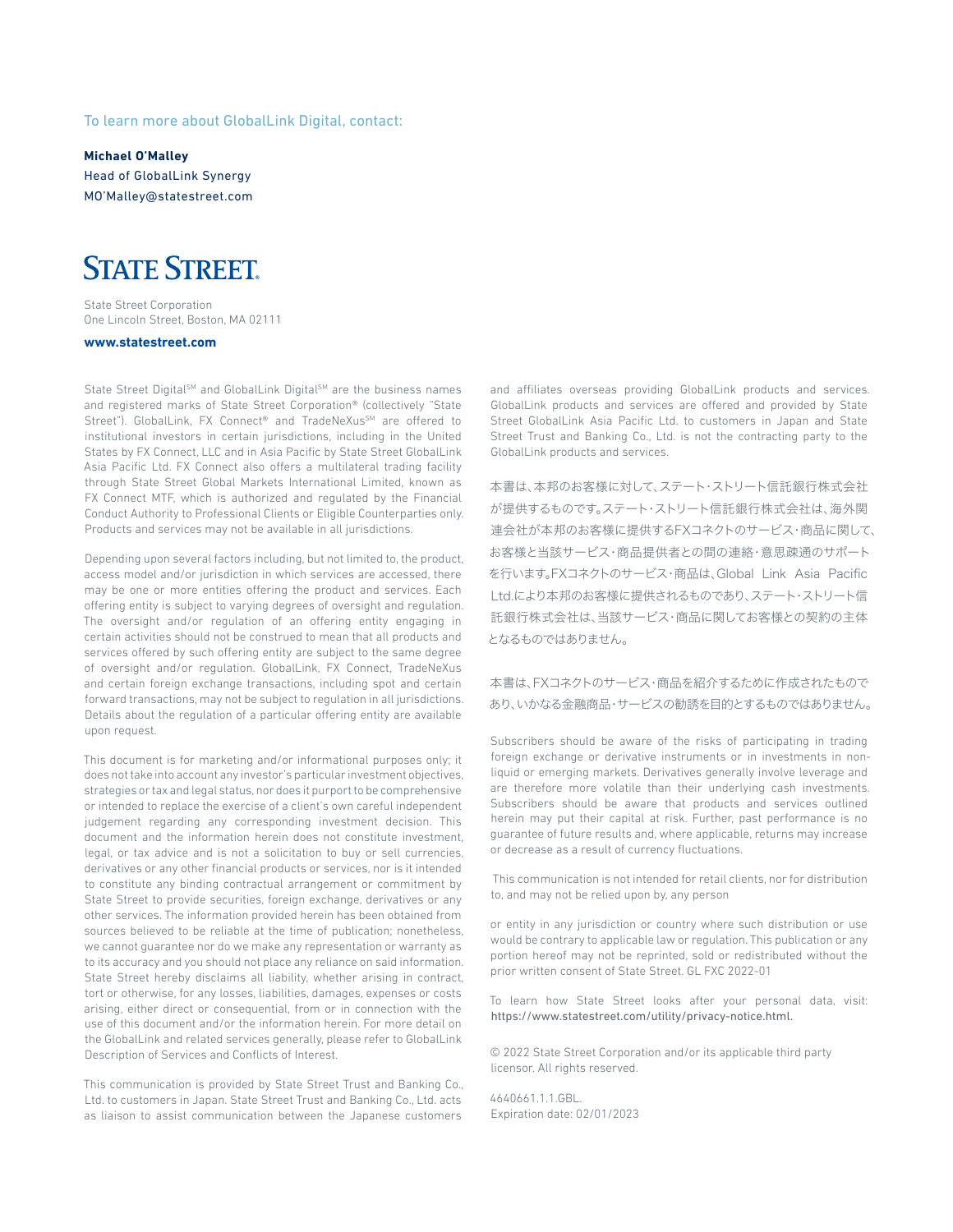To learn more about GlobalLink Digital, contact:

**Michael O'Malley**
Head of GlobalLink Synergy
MO'Malley@statestreet.com

STATE STREET.

State Street Corporation
One Lincoln Street, Boston, MA 02111

**www.statestreet.com**

State Street Digital℠ and GlobalLink Digital℠ are the business names and registered marks of State Street Corporation® (collectively "State Street"). GlobalLink, FX Connect® and TradeNeXus℠ are offered to institutional investors in certain jurisdictions, including in the United States by FX Connect, LLC and in Asia Pacific by State Street GlobalLink Asia Pacific Ltd. FX Connect also offers a multilateral trading facility through State Street Global Markets International Limited, known as FX Connect MTF, which is authorized and regulated by the Financial Conduct Authority to Professional Clients or Eligible Counterparties only. Products and services may not be available in all jurisdictions.

Depending upon several factors including, but not limited to, the product, access model and/or jurisdiction in which services are accessed, there may be one or more entities offering the product and services. Each offering entity is subject to varying degrees of oversight and regulation. The oversight and/or regulation of an offering entity engaging in certain activities should not be construed to mean that all products and services offered by such offering entity are subject to the same degree of oversight and/or regulation. GlobalLink, FX Connect, TradeNeXus and certain foreign exchange transactions, including spot and certain forward transactions, may not be subject to regulation in all jurisdictions. Details about the regulation of a particular offering entity are available upon request.

This document is for marketing and/or informational purposes only; it does not take into account any investor's particular investment objectives, strategies or tax and legal status, nor does it purport to be comprehensive or intended to replace the exercise of a client's own careful independent judgement regarding any corresponding investment decision. This document and the information herein does not constitute investment, legal, or tax advice and is not a solicitation to buy or sell currencies, derivatives or any other financial products or services, nor is it intended to constitute any binding contractual arrangement or commitment by State Street to provide securities, foreign exchange, derivatives or any other services. The information provided herein has been obtained from sources believed to be reliable at the time of publication; nonetheless, we cannot guarantee nor do we make any representation or warranty as to its accuracy and you should not place any reliance on said information. State Street hereby disclaims all liability, whether arising in contract, tort or otherwise, for any losses, liabilities, damages, expenses or costs arising, either direct or consequential, from or in connection with the use of this document and/or the information herein. For more detail on the GlobalLink and related services generally, please refer to GlobalLink Description of Services and Conflicts of Interest.

This communication is provided by State Street Trust and Banking Co., Ltd. to customers in Japan. State Street Trust and Banking Co., Ltd. acts as liaison to assist communication between the Japanese customers and affiliates overseas providing GlobalLink products and services. GlobalLink products and services are offered and provided by State Street GlobalLink Asia Pacific Ltd. to customers in Japan and State Street Trust and Banking Co., Ltd. is not the contracting party to the GlobalLink products and services.

本書は、本邦のお客様に対して、ステート・ストリート信託銀行株式会社が提供するものです。ステート・ストリート信託銀行株式会社は、海外関連会社が本邦のお客様に提供するFXコネクトのサービス・商品に関して、お客様と当該サービス・商品提供者との間の連絡・意思疎通のサポートを行います。FXコネクトのサービス・商品は、Global Link Asia Pacific Ltd.により本邦のお客様に提供されるものであり、ステート・ストリート信託銀行株式会社は、当該サービス・商品に関してお客様との契約の主体となるものではありません。

本書は、FXコネクトのサービス・商品を紹介するために作成されたものであり、いかなる金融商品・サービスの勧誘を目的とするものではありません。

Subscribers should be aware of the risks of participating in trading foreign exchange or derivative instruments or in investments in non-liquid or emerging markets. Derivatives generally involve leverage and are therefore more volatile than their underlying cash investments. Subscribers should be aware that products and services outlined herein may put their capital at risk. Further, past performance is no guarantee of future results and, where applicable, returns may increase or decrease as a result of currency fluctuations.

This communication is not intended for retail clients, nor for distribution to, and may not be relied upon by, any person or entity in any jurisdiction or country where such distribution or use would be contrary to applicable law or regulation. This publication or any portion hereof may not be reprinted, sold or redistributed without the prior written consent of State Street. GL FXC 2022-01

To learn how State Street looks after your personal data, visit: https://www.statestreet.com/utility/privacy-notice.html.

© 2022 State Street Corporation and/or its applicable third party licensor. All rights reserved.

4640661.1.1.GBL.
Expiration date: 02/01/2023